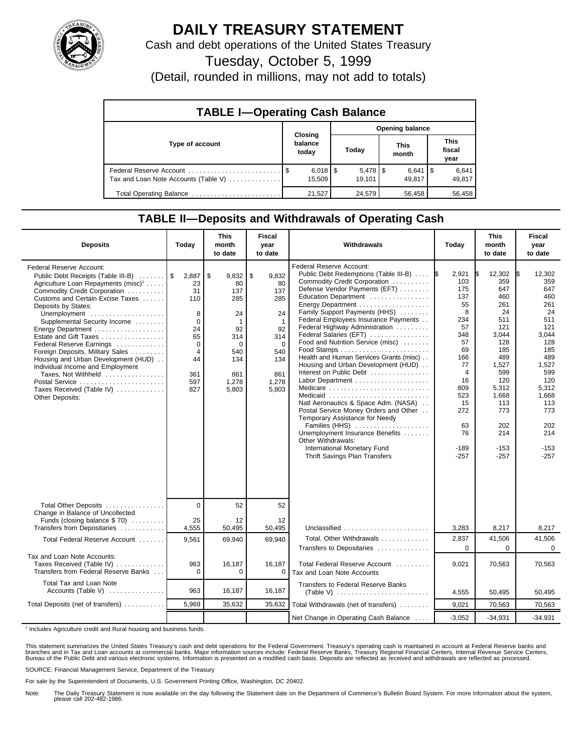# DAILY TREASURY STATEMENT

Cash and debt operations of the United States Treasury

Tuesday, October 5, 1999

(Detail, rounded in millions, may not add to totals)

## TABLE I—Operating Cash Balance

| Type of account | Closing balance today | Opening balance Today | Opening balance This month | Opening balance This fiscal year |
|---|---|---|---|---|
| Federal Reserve Account | $ 6,018 | $ 5,478 | $ 6,641 | $ 6,641 |
| Tax and Loan Note Accounts (Table V) | 15,509 | 19,101 | 49,817 | 49,817 |
| Total Operating Balance | 21,527 | 24,579 | 56,458 | 56,458 |

## TABLE II—Deposits and Withdrawals of Operating Cash

| Deposits | Today | This month to date | Fiscal year to date |
|---|---|---|---|
| Federal Reserve Account: | | | |
| Public Debt Receipts (Table III-B) | $ 2,887 | $ 9,832 | $ 9,832 |
| Agriculture Loan Repayments (misc)[1] | 23 | 80 | 80 |
| Commodity Credit Corporation | 31 | 137 | 137 |
| Customs and Certain Excise Taxes | 110 | 285 | 285 |
| Deposits by States: | | | |
| Unemployment | 8 | 24 | 24 |
| Supplemental Security Income | 0 | 1 | 1 |
| Energy Department | 24 | 92 | 92 |
| Estate and Gift Taxes | 65 | 314 | 314 |
| Federal Reserve Earnings | 0 | 0 | 0 |
| Foreign Deposits, Military Sales | 4 | 540 | 540 |
| Housing and Urban Development (HUD) | 44 | 134 | 134 |
| Individual Income and Employment Taxes, Not Withheld | 361 | 861 | 861 |
| Postal Service | 597 | 1,278 | 1,278 |
| Taxes Received (Table IV) | 827 | 5,803 | 5,803 |
| Other Deposits: | | | |
| Total Other Deposits | 0 | 52 | 52 |
| Change in Balance of Uncollected Funds (closing balance $ 70) | 25 | 12 | 12 |
| Transfers from Depositaries | 4,555 | 50,495 | 50,495 |
| Total Federal Reserve Account | 9,561 | 69,940 | 69,940 |
| Tax and Loan Note Accounts: | | | |
| Taxes Received (Table IV) | 963 | 16,187 | 16,187 |
| Transfers from Federal Reserve Banks | 0 | 0 | 0 |
| Total Tax and Loan Note Accounts (Table V) | 963 | 16,187 | 16,187 |
| Total Deposits (net of transfers) | 5,969 | 35,632 | 35,632 |

| Withdrawals | Today | This month to date | Fiscal year to date |
|---|---|---|---|
| Federal Reserve Account: | | | |
| Public Debt Redemptions (Table III-B) | $ 2,921 | $ 12,302 | $ 12,302 |
| Commodity Credit Corporation | 103 | 359 | 359 |
| Defense Vendor Payments (EFT) | 175 | 647 | 647 |
| Education Department | 137 | 460 | 460 |
| Energy Department | 55 | 261 | 261 |
| Family Support Payments (HHS) | 8 | 24 | 24 |
| Federal Employees Insurance Payments | 234 | 511 | 511 |
| Federal Highway Administration | 57 | 121 | 121 |
| Federal Salaries (EFT) | 348 | 3,044 | 3,044 |
| Food and Nutrition Service (misc) | 57 | 128 | 128 |
| Food Stamps | 69 | 185 | 185 |
| Health and Human Services Grants (misc) | 166 | 489 | 489 |
| Housing and Urban Development (HUD) | 77 | 1,527 | 1,527 |
| Interest on Public Debt | 4 | 599 | 599 |
| Labor Department | 16 | 120 | 120 |
| Medicare | 809 | 5,312 | 5,312 |
| Medicaid | 523 | 1,668 | 1,668 |
| Natl Aeronautics & Space Adm. (NASA) | 15 | 113 | 113 |
| Postal Service Money Orders and Other | 272 | 773 | 773 |
| Temporary Assistance for Needy Families (HHS) | 63 | 202 | 202 |
| Unemployment Insurance Benefits | 76 | 214 | 214 |
| Other Withdrawals: | | | |
| International Monetary Fund | -189 | -153 | -153 |
| Thrift Savings Plan Transfers | -257 | -257 | -257 |
| Unclassified | 3,283 | 8,217 | 8,217 |
| Total, Other Withdrawals | 2,837 | 41,506 | 41,506 |
| Transfers to Depositaries | 0 | 0 | 0 |
| Total Federal Reserve Account | 9,021 | 70,563 | 70,563 |
| Tax and Loan Note Accounts | | | |
| Transfers to Federal Reserve Banks (Table V) | 4,555 | 50,495 | 50,495 |
| Total Withdrawals (net of transfers) | 9,021 | 70,563 | 70,563 |
| Net Change in Operating Cash Balance | -3,052 | -34,931 | -34,931 |

[1] Includes Agriculture credit and Rural housing and business funds.

This statement summarizes the United States Treasury's cash and debt operations for the Federal Government. Treasury's operating cash is maintained in account at Federal Reserve banks and branches and in Tax and Loan accounts at commercial banks. Major information sources include: Federal Reserve Banks, Treasury Regional Financial Centers, Internal Revenue Service Centers, Bureau of the Public Debt and various electronic systems. Information is presented on a modified cash basis. Deposits are reflected as received and withdrawals are reflected as processed.

SOURCE: Financial Management Service, Department of the Treasury

For sale by the Superintendent of Documents, U.S. Government Printing Office, Washington, DC 20402.

Note: The Daily Treasury Statement is now available on the day following the Statement date on the Department of Commerce's Bulletin Board System. For more information about the system, please call 202-482-1986.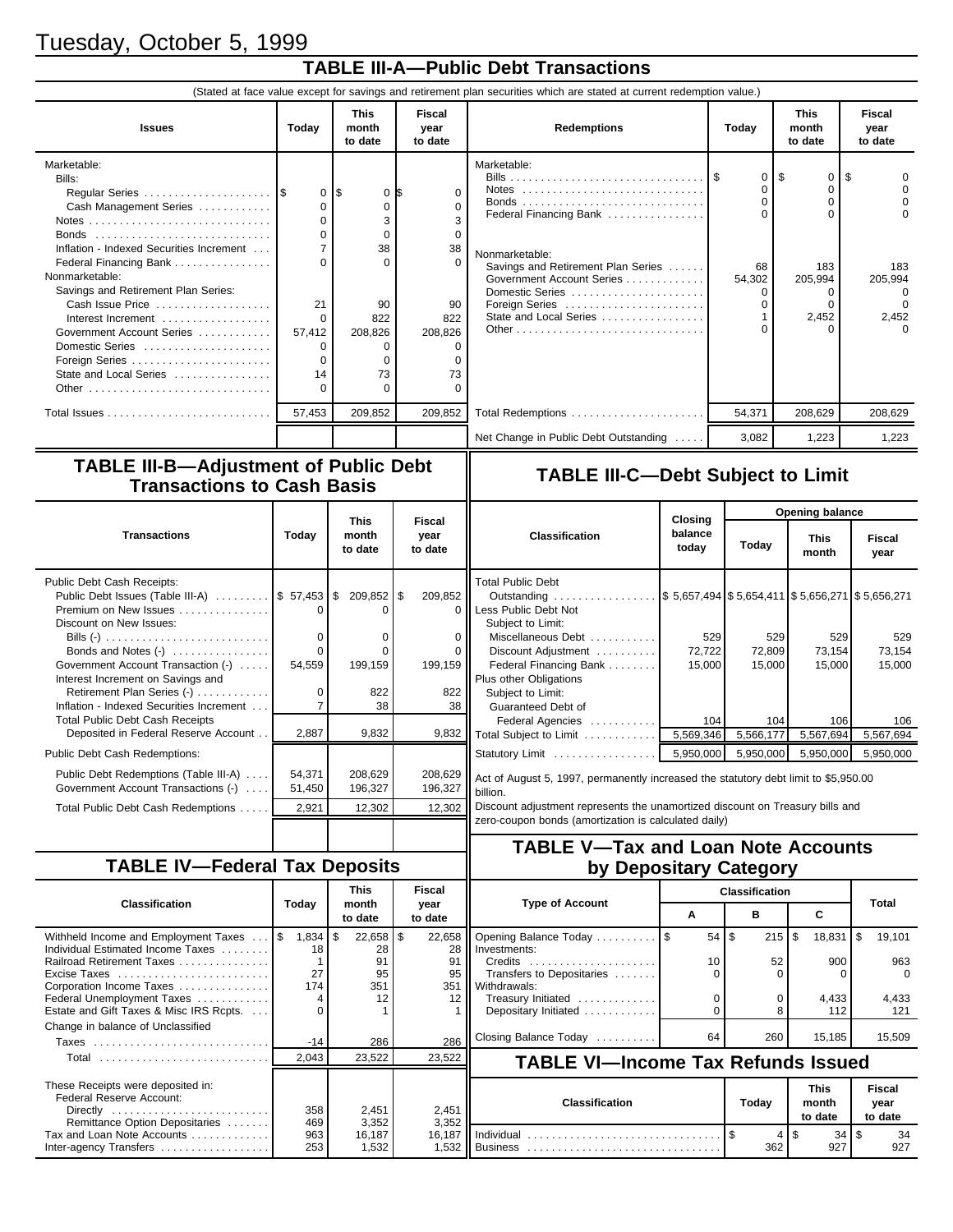Tuesday, October 5, 1999

## TABLE III-A—Public Debt Transactions

(Stated at face value except for savings and retirement plan securities which are stated at current redemption value.)

| Issues | Today | This month to date | Fiscal year to date |
|---|---|---|---|
| Marketable: | | | |
| Bills: | | | |
| Regular Series | $ 0 | $ 0 | $ 0 |
| Cash Management Series | 0 | 0 | 0 |
| Notes | 0 | 3 | 3 |
| Bonds | 0 | 0 | 0 |
| Inflation - Indexed Securities Increment | 7 | 38 | 38 |
| Federal Financing Bank | 0 | 0 | 0 |
| Nonmarketable: | | | |
| Savings and Retirement Plan Series: | | | |
| Cash Issue Price | 21 | 90 | 90 |
| Interest Increment | 0 | 822 | 822 |
| Government Account Series | 57,412 | 208,826 | 208,826 |
| Domestic Series | 0 | 0 | 0 |
| Foreign Series | 0 | 0 | 0 |
| State and Local Series | 14 | 73 | 73 |
| Other | 0 | 0 | 0 |
| Total Issues | 57,453 | 209,852 | 209,852 |

| Redemptions | Today | This month to date | Fiscal year to date |
|---|---|---|---|
| Marketable: | | | |
| Bills | $ 0 | $ 0 | $ 0 |
| Notes | 0 | 0 | 0 |
| Bonds | 0 | 0 | 0 |
| Federal Financing Bank | 0 | 0 | 0 |
| Nonmarketable: | | | |
| Savings and Retirement Plan Series | 68 | 183 | 183 |
| Government Account Series | 54,302 | 205,994 | 205,994 |
| Domestic Series | 0 | 0 | 0 |
| Foreign Series | 0 | 0 | 0 |
| State and Local Series | 1 | 2,452 | 2,452 |
| Other | 0 | 0 | 0 |
| Total Redemptions | 54,371 | 208,629 | 208,629 |
| Net Change in Public Debt Outstanding | 3,082 | 1,223 | 1,223 |

## TABLE III-B—Adjustment of Public Debt Transactions to Cash Basis

| Transactions | Today | This month to date | Fiscal year to date |
|---|---|---|---|
| Public Debt Cash Receipts: | | | |
| Public Debt Issues (Table III-A) | $ 57,453 | $ 209,852 | $ 209,852 |
| Premium on New Issues | 0 | 0 | 0 |
| Discount on New Issues: | | | |
| Bills (-) | 0 | 0 | 0 |
| Bonds and Notes (-) | 0 | 0 | 0 |
| Government Account Transaction (-) | 54,559 | 199,159 | 199,159 |
| Interest Increment on Savings and Retirement Plan Series (-) | 0 | 822 | 822 |
| Inflation - Indexed Securities Increment | 7 | 38 | 38 |
| Total Public Debt Cash Receipts Deposited in Federal Reserve Account | 2,887 | 9,832 | 9,832 |
| Public Debt Cash Redemptions: | | | |
| Public Debt Redemptions (Table III-A) | 54,371 | 208,629 | 208,629 |
| Government Account Transactions (-) | 51,450 | 196,327 | 196,327 |
| Total Public Debt Cash Redemptions | 2,921 | 12,302 | 12,302 |

## TABLE III-C—Debt Subject to Limit

| Classification | Closing balance today | Opening balance Today | Opening balance This month | Opening balance Fiscal year |
|---|---|---|---|---|
| Total Public Debt Outstanding | $ 5,657,494 | $ 5,654,411 | $ 5,656,271 | $ 5,656,271 |
| Less Public Debt Not Subject to Limit: | | | | |
| Miscellaneous Debt | 529 | 529 | 529 | 529 |
| Discount Adjustment | 72,722 | 72,809 | 73,154 | 73,154 |
| Federal Financing Bank | 15,000 | 15,000 | 15,000 | 15,000 |
| Plus other Obligations Subject to Limit: | | | | |
| Guaranteed Debt of Federal Agencies | 104 | 104 | 106 | 106 |
| Total Subject to Limit | 5,569,346 | 5,566,177 | 5,567,694 | 5,567,694 |
| Statutory Limit | 5,950,000 | 5,950,000 | 5,950,000 | 5,950,000 |

Act of August 5, 1997, permanently increased the statutory debt limit to $5,950.00 billion.

Discount adjustment represents the unamortized discount on Treasury bills and zero-coupon bonds (amortization is calculated daily)

## TABLE IV—Federal Tax Deposits

| Classification | Today | This month to date | Fiscal year to date |
|---|---|---|---|
| Withheld Income and Employment Taxes | $ 1,834 | $ 22,658 | $ 22,658 |
| Individual Estimated Income Taxes | 18 | 28 | 28 |
| Railroad Retirement Taxes | 1 | 91 | 91 |
| Excise Taxes | 27 | 95 | 95 |
| Corporation Income Taxes | 174 | 351 | 351 |
| Federal Unemployment Taxes | 4 | 12 | 12 |
| Estate and Gift Taxes & Misc IRS Rcpts. | 0 | 1 | 1 |
| Change in balance of Unclassified Taxes | -14 | 286 | 286 |
| Total | 2,043 | 23,522 | 23,522 |
| These Receipts were deposited in: | | | |
| Federal Reserve Account: | | | |
| Directly | 358 | 2,451 | 2,451 |
| Remittance Option Depositaries | 469 | 3,352 | 3,352 |
| Tax and Loan Note Accounts | 963 | 16,187 | 16,187 |
| Inter-agency Transfers | 253 | 1,532 | 1,532 |

## TABLE V—Tax and Loan Note Accounts by Depositary Category

| Type of Account | Classification A | Classification B | Classification C | Total |
|---|---|---|---|---|
| Opening Balance Today | $ 54 | $ 215 | $ 18,831 | $ 19,101 |
| Investments: | | | | |
| Credits | 10 | 52 | 900 | 963 |
| Transfers to Depositaries | 0 | 0 | 0 | 0 |
| Withdrawals: | | | | |
| Treasury Initiated | 0 | 0 | 4,433 | 4,433 |
| Depositary Initiated | 0 | 8 | 112 | 121 |
| Closing Balance Today | 64 | 260 | 15,185 | 15,509 |

## TABLE VI—Income Tax Refunds Issued

| Classification | Today | This month to date | Fiscal year to date |
|---|---|---|---|
| Individual | $ 4 | $ 34 | $ 34 |
| Business | 362 | 927 | 927 |